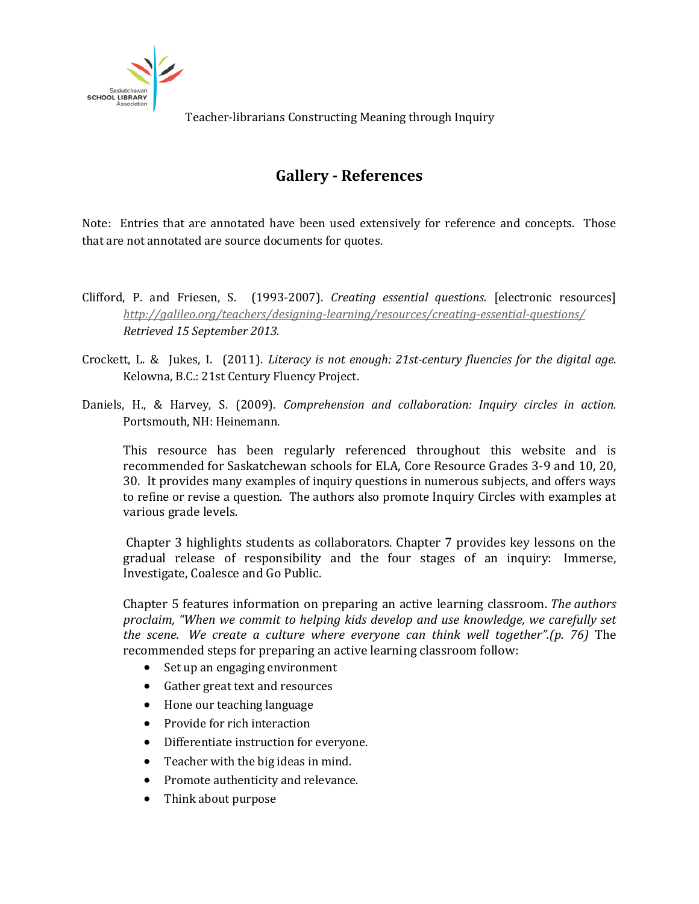Saskatchewan SCHOOL LIBRARY Association

Teacher-librarians Constructing Meaning through Inquiry

# Gallery - References

Note: Entries that are annotated have been used extensively for reference and concepts. Those that are not annotated are source documents for quotes.

Clifford, P. and Friesen, S. (1993-2007). *Creating essential questions.* [electronic resources] *http://galileo.org/teachers/designing-learning/resources/creating-essential-questions/ Retrieved 15 September 2013.*

Crockett, L. & Jukes, I. (2011). *Literacy is not enough: 21st-century fluencies for the digital age*. Kelowna, B.C.: 21st Century Fluency Project.

Daniels, H., & Harvey, S. (2009). *Comprehension and collaboration: Inquiry circles in action.* Portsmouth, NH: Heinemann.

This resource has been regularly referenced throughout this website and is recommended for Saskatchewan schools for ELA, Core Resource Grades 3-9 and 10, 20, 30. It provides many examples of inquiry questions in numerous subjects, and offers ways to refine or revise a question. The authors also promote Inquiry Circles with examples at various grade levels.

Chapter 3 highlights students as collaborators. Chapter 7 provides key lessons on the gradual release of responsibility and the four stages of an inquiry: Immerse, Investigate, Coalesce and Go Public.

Chapter 5 features information on preparing an active learning classroom. *The authors proclaim, "When we commit to helping kids develop and use knowledge, we carefully set the scene. We create a culture where everyone can think well together".(p. 76)* The recommended steps for preparing an active learning classroom follow:

- Set up an engaging environment
- Gather great text and resources
- Hone our teaching language
- Provide for rich interaction
- Differentiate instruction for everyone.
- Teacher with the big ideas in mind.
- Promote authenticity and relevance.
- Think about purpose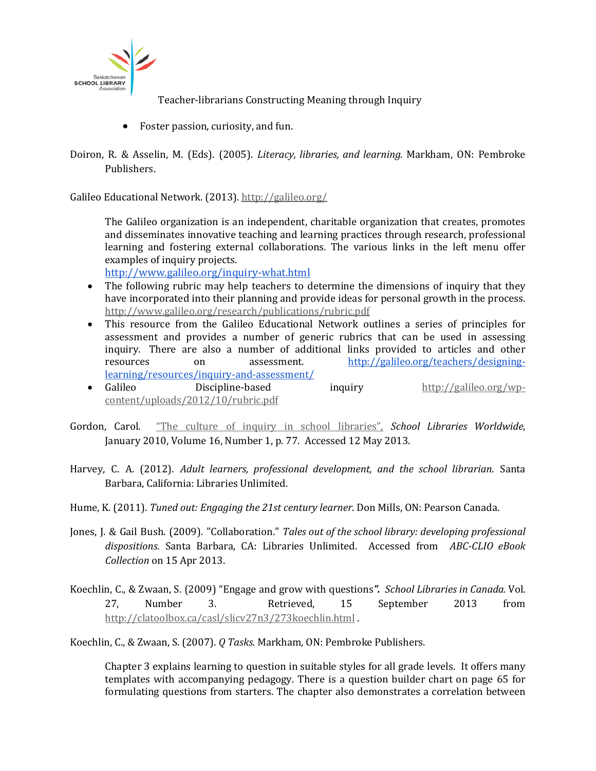- Foster passion, curiosity, and fun.

Doiron, R. & Asselin, M. (Eds). (2005). *Literacy, libraries, and learning.* Markham, ON: Pembroke Publishers.

Galileo Educational Network. (2013). http://galileo.org/

The Galileo organization is an independent, charitable organization that creates, promotes and disseminates innovative teaching and learning practices through research, professional learning and fostering external collaborations. The various links in the left menu offer examples of inquiry projects.
http://www.galileo.org/inquiry-what.html

- The following rubric may help teachers to determine the dimensions of inquiry that they have incorporated into their planning and provide ideas for personal growth in the process. http://www.galileo.org/research/publications/rubric.pdf
- This resource from the Galileo Educational Network outlines a series of principles for assessment and provides a number of generic rubrics that can be used in assessing inquiry. There are also a number of additional links provided to articles and other resources on assessment. http://galileo.org/teachers/designing-learning/resources/inquiry-and-assessment/
- Galileo Discipline-based inquiry http://galileo.org/wp-content/uploads/2012/10/rubric.pdf

Gordon, Carol. "The culture of inquiry in school libraries", *School Libraries Worldwide*, January 2010, Volume 16, Number 1, p. 77. Accessed 12 May 2013.

Harvey, C. A. (2012). *Adult learners, professional development, and the school librarian*. Santa Barbara, California: Libraries Unlimited.

Hume, K. (2011). *Tuned out: Engaging the 21st century learner*. Don Mills, ON: Pearson Canada.

Jones, J. & Gail Bush. (2009). "Collaboration." *Tales out of the school library: developing professional dispositions*. Santa Barbara, CA: Libraries Unlimited. Accessed from *ABC-CLIO eBook Collection* on 15 Apr 2013.

Koechlin, C., & Zwaan, S. (2009) "Engage and grow with questions*".* *School Libraries in Canada.* Vol. 27, Number 3. Retrieved, 15 September 2013 from http://clatoolbox.ca/casl/slicv27n3/273koechlin.html .

Koechlin, C., & Zwaan, S. (2007). *Q Tasks.* Markham, ON: Pembroke Publishers.

Chapter 3 explains learning to question in suitable styles for all grade levels. It offers many templates with accompanying pedagogy. There is a question builder chart on page 65 for formulating questions from starters. The chapter also demonstrates a correlation between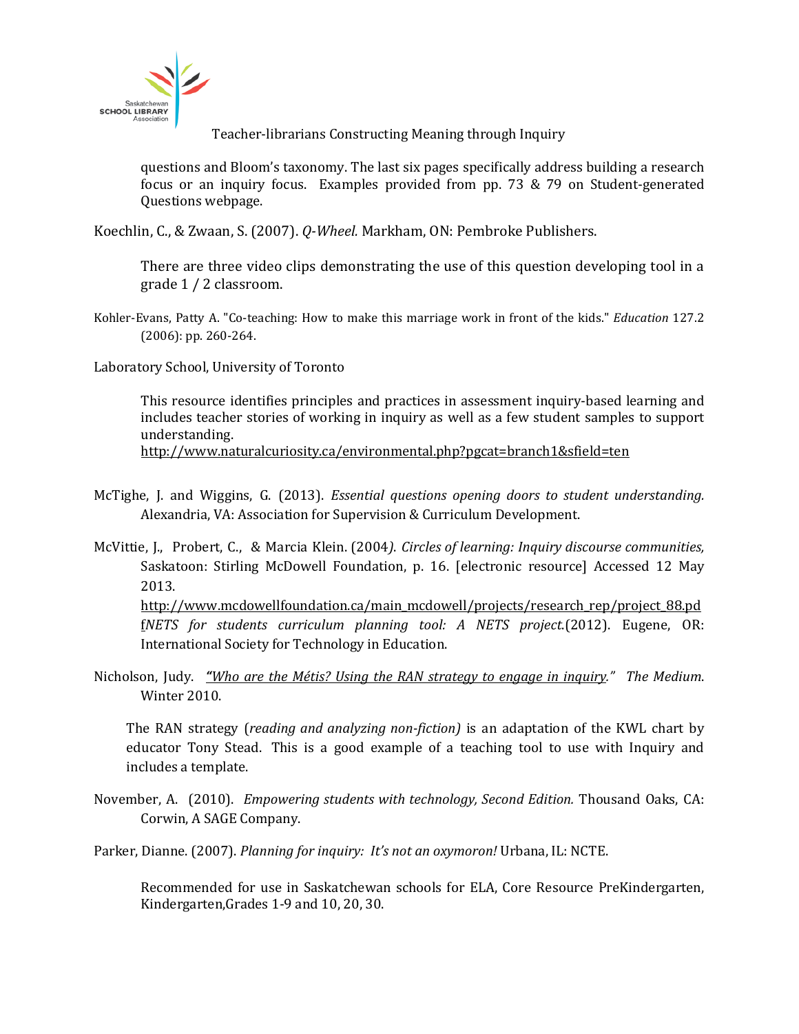questions and Bloom's taxonomy. The last six pages specifically address building a research focus or an inquiry focus. Examples provided from pp. 73 & 79 on Student-generated Questions webpage.

Koechlin, C., & Zwaan, S. (2007). *Q-Wheel.* Markham, ON: Pembroke Publishers.

There are three video clips demonstrating the use of this question developing tool in a grade 1 / 2 classroom.

Kohler-Evans, Patty A. "Co-teaching: How to make this marriage work in front of the kids." *Education* 127.2 (2006): pp. 260-264.

Laboratory School, University of Toronto

This resource identifies principles and practices in assessment inquiry-based learning and includes teacher stories of working in inquiry as well as a few student samples to support understanding.
http://www.naturalcuriosity.ca/environmental.php?pgcat=branch1&sfield=ten

McTighe, J. and Wiggins, G. (2013). *Essential questions opening doors to student understanding.* Alexandria, VA: Association for Supervision & Curriculum Development.

McVittie, J., Probert, C., & Marcia Klein. (2004*). Circles of learning: Inquiry discourse communities,* Saskatoon: Stirling McDowell Foundation, p. 16. [electronic resource] Accessed 12 May 2013.
http://www.mcdowellfoundation.ca/main_mcdowell/projects/research_rep/project_88.pdf*NETS for students curriculum planning tool: A NETS project.*(2012). Eugene, OR: International Society for Technology in Education.

Nicholson, Judy. *"Who are the Métis? Using the RAN strategy to engage in inquiry." The Medium.* Winter 2010.

The RAN strategy (*reading and analyzing non-fiction)* is an adaptation of the KWL chart by educator Tony Stead. This is a good example of a teaching tool to use with Inquiry and includes a template.

November, A. (2010). *Empowering students with technology, Second Edition.* Thousand Oaks, CA: Corwin, A SAGE Company.

Parker, Dianne. (2007). *Planning for inquiry: It's not an oxymoron!* Urbana, IL: NCTE.

Recommended for use in Saskatchewan schools for ELA, Core Resource PreKindergarten, Kindergarten,Grades 1-9 and 10, 20, 30.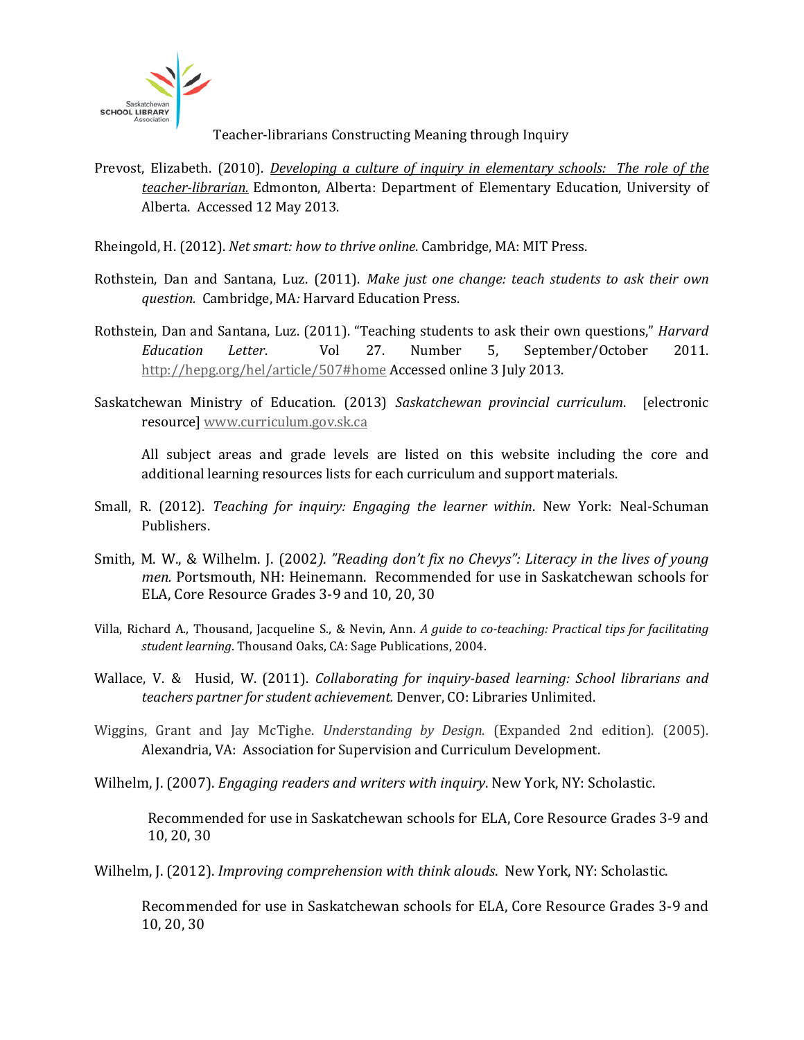Prevost, Elizabeth. (2010). *Developing a culture of inquiry in elementary schools: The role of the teacher-librarian.* Edmonton, Alberta: Department of Elementary Education, University of Alberta. Accessed 12 May 2013.

Rheingold, H. (2012). *Net smart: how to thrive online*. Cambridge, MA: MIT Press.

Rothstein, Dan and Santana, Luz. (2011). *Make just one change: teach students to ask their own question.* Cambridge, MA: Harvard Education Press.

Rothstein, Dan and Santana, Luz. (2011). "Teaching students to ask their own questions," *Harvard Education Letter*. Vol 27. Number 5, September/October 2011. http://hepg.org/hel/article/507#home Accessed online 3 July 2013.

Saskatchewan Ministry of Education. (2013) *Saskatchewan provincial curriculum*. [electronic resource] www.curriculum.gov.sk.ca

All subject areas and grade levels are listed on this website including the core and additional learning resources lists for each curriculum and support materials.

Small, R. (2012). *Teaching for inquiry: Engaging the learner within*. New York: Neal-Schuman Publishers.

Smith, M. W., & Wilhelm. J. (2002). *"Reading don't fix no Chevys": Literacy in the lives of young men.* Portsmouth, NH: Heinemann. Recommended for use in Saskatchewan schools for ELA, Core Resource Grades 3-9 and 10, 20, 30

Villa, Richard A., Thousand, Jacqueline S., & Nevin, Ann. *A guide to co-teaching: Practical tips for facilitating student learning*. Thousand Oaks, CA: Sage Publications, 2004.

Wallace, V. & Husid, W. (2011). *Collaborating for inquiry-based learning: School librarians and teachers partner for student achievement.* Denver, CO: Libraries Unlimited.

Wiggins, Grant and Jay McTighe. *Understanding by Design*. (Expanded 2nd edition). (2005). Alexandria, VA: Association for Supervision and Curriculum Development.

Wilhelm, J. (2007). *Engaging readers and writers with inquiry*. New York, NY: Scholastic.

Recommended for use in Saskatchewan schools for ELA, Core Resource Grades 3-9 and 10, 20, 30

Wilhelm, J. (2012). *Improving comprehension with think alouds*. New York, NY: Scholastic.

Recommended for use in Saskatchewan schools for ELA, Core Resource Grades 3-9 and 10, 20, 30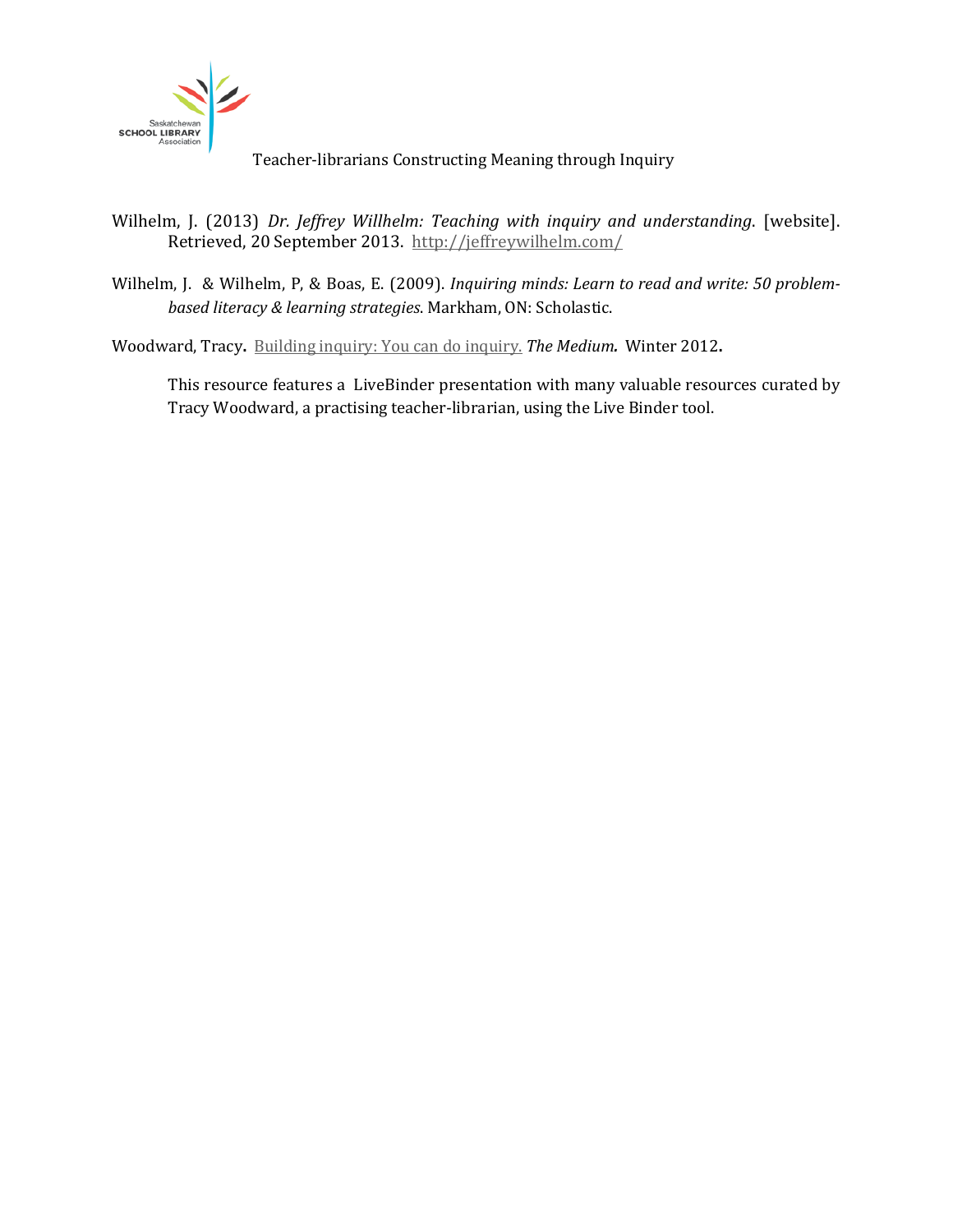Wilhelm, J. (2013) *Dr. Jeffrey Willhelm: Teaching with inquiry and understanding*. [website]. Retrieved, 20 September 2013. http://jeffreywilhelm.com/

Wilhelm, J. & Wilhelm, P, & Boas, E. (2009). *Inquiring minds: Learn to read and write: 50 problem-based literacy & learning strategies*. Markham, ON: Scholastic.

Woodward, Tracy**.** Building inquiry: You can do inquiry. ***The Medium.*** Winter 2012**.**

This resource features a LiveBinder presentation with many valuable resources curated by Tracy Woodward, a practising teacher-librarian, using the Live Binder tool.